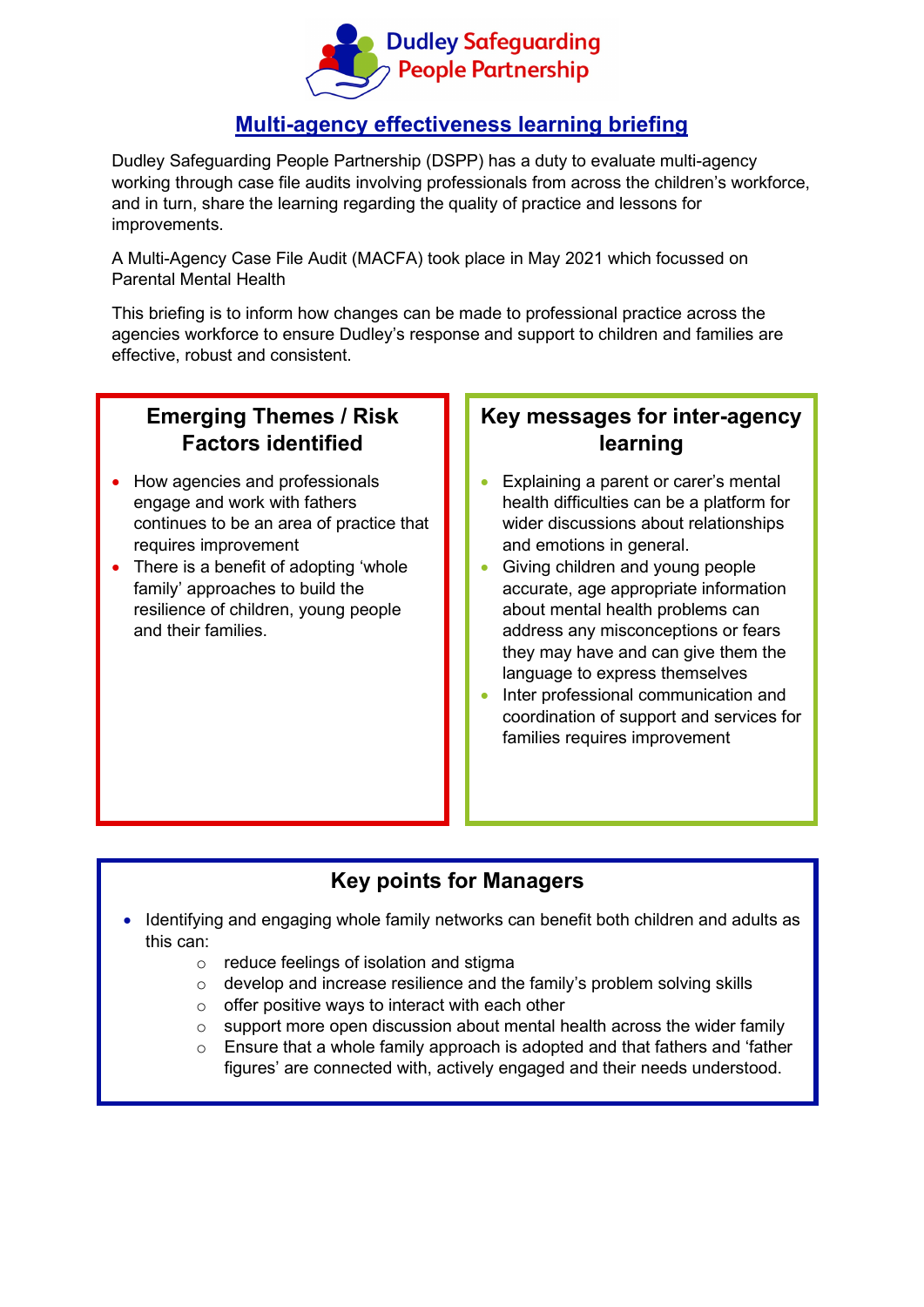Dudley Safeguarding People Partnership

# Multi-agency effectiveness learning briefing

Dudley Safeguarding People Partnership (DSPP) has a duty to evaluate multi-agency working through case file audits involving professionals from across the children's workforce, and in turn, share the learning regarding the quality of practice and lessons for improvements.

A Multi-Agency Case File Audit (MACFA) took place in May 2021 which focussed on Parental Mental Health

This briefing is to inform how changes can be made to professional practice across the agencies workforce to ensure Dudley's response and support to children and families are effective, robust and consistent.

## Emerging Themes / Risk Factors identified

- How agencies and professionals engage and work with fathers continues to be an area of practice that requires improvement
- There is a benefit of adopting 'whole family' approaches to build the resilience of children, young people and their families.

## Key messages for inter-agency learning

- Explaining a parent or carer's mental health difficulties can be a platform for wider discussions about relationships and emotions in general.
- Giving children and young people accurate, age appropriate information about mental health problems can address any misconceptions or fears they may have and can give them the language to express themselves
- Inter professional communication and coordination of support and services for families requires improvement

## Key points for Managers

- Identifying and engaging whole family networks can benefit both children and adults as this can:
  - reduce feelings of isolation and stigma
  - develop and increase resilience and the family's problem solving skills
  - offer positive ways to interact with each other
  - support more open discussion about mental health across the wider family
  - Ensure that a whole family approach is adopted and that fathers and 'father figures' are connected with, actively engaged and their needs understood.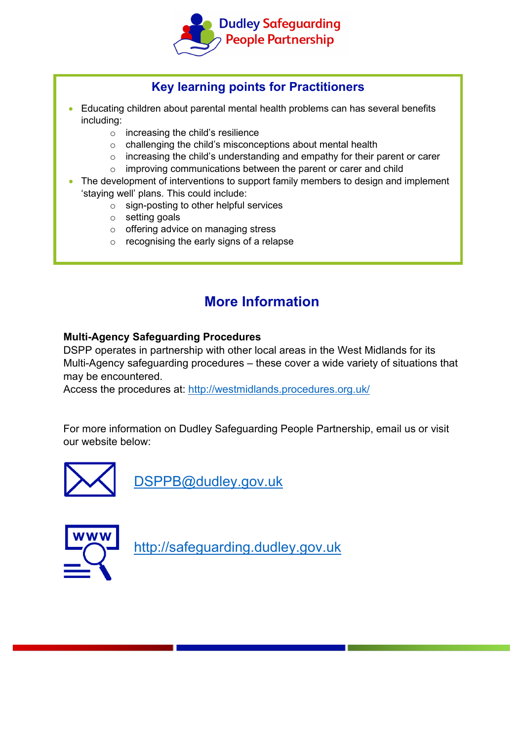## Key learning points for Practitioners

- Educating children about parental mental health problems can has several benefits including:
  - increasing the child's resilience
  - challenging the child's misconceptions about mental health
  - increasing the child's understanding and empathy for their parent or carer
  - improving communications between the parent or carer and child
- The development of interventions to support family members to design and implement 'staying well' plans. This could include:
  - sign-posting to other helpful services
  - setting goals
  - offering advice on managing stress
  - recognising the early signs of a relapse

## More Information

**Multi-Agency Safeguarding Procedures**

DSPP operates in partnership with other local areas in the West Midlands for its Multi-Agency safeguarding procedures – these cover a wide variety of situations that may be encountered.

Access the procedures at: http://westmidlands.procedures.org.uk/

For more information on Dudley Safeguarding People Partnership, email us or visit our website below:

DSPPB@dudley.gov.uk

http://safeguarding.dudley.gov.uk